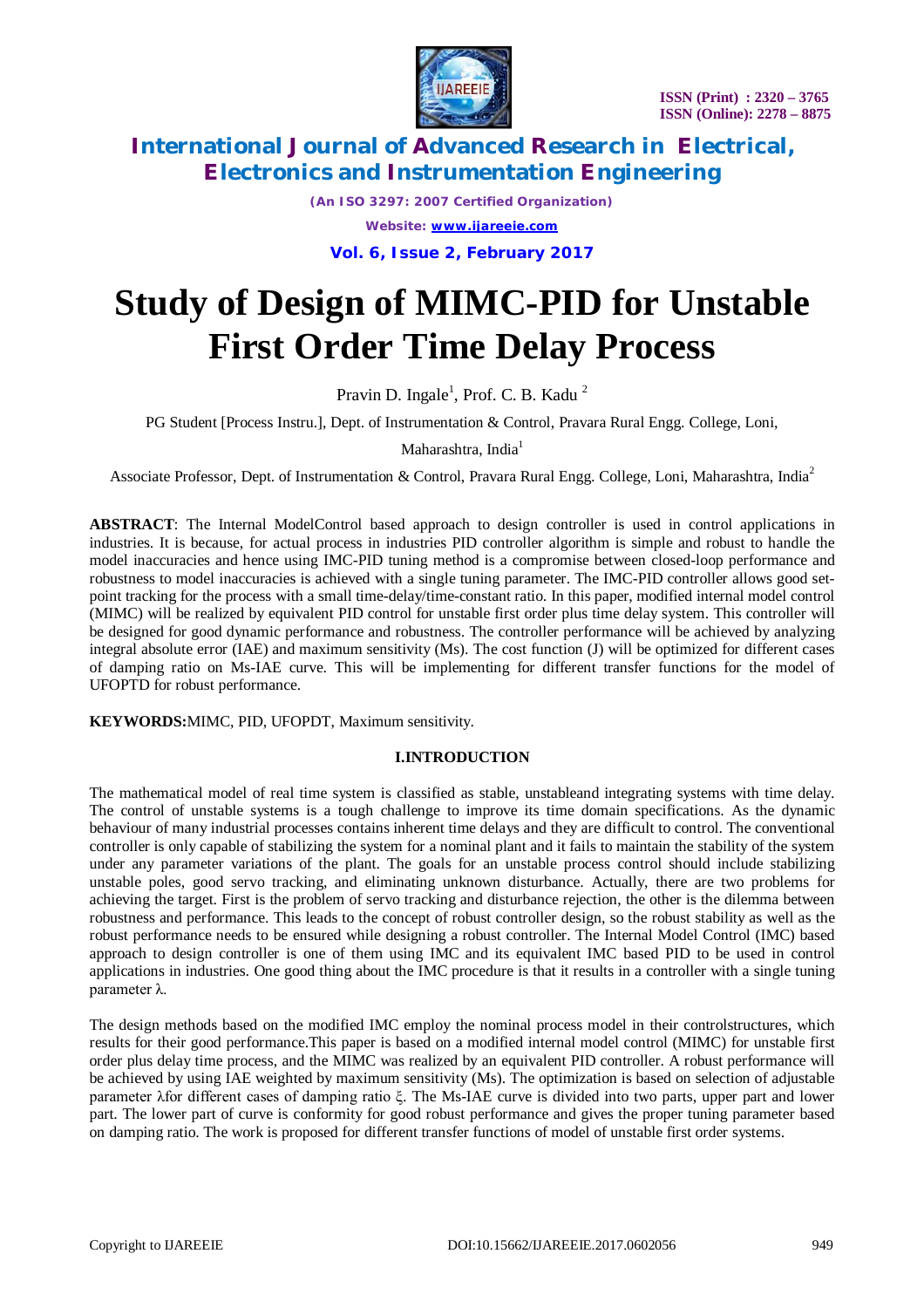# Study of Design of MIMC-PID for Unstable First Order Time Delay Process

Pravin D. Ingale[1], Prof. C. B. Kadu [2]

PG Student [Process Instru.], Dept. of Instrumentation & Control, Pravara Rural Engg. College, Loni, Maharashtra, India[1]

Associate Professor, Dept. of Instrumentation & Control, Pravara Rural Engg. College, Loni, Maharashtra, India[2]

**ABSTRACT**: The Internal ModelControl based approach to design controller is used in control applications in industries. It is because, for actual process in industries PID controller algorithm is simple and robust to handle the model inaccuracies and hence using IMC-PID tuning method is a compromise between closed-loop performance and robustness to model inaccuracies is achieved with a single tuning parameter. The IMC-PID controller allows good set-point tracking for the process with a small time-delay/time-constant ratio. In this paper, modified internal model control (MIMC) will be realized by equivalent PID control for unstable first order plus time delay system. This controller will be designed for good dynamic performance and robustness. The controller performance will be achieved by analyzing integral absolute error (IAE) and maximum sensitivity (Ms). The cost function (J) will be optimized for different cases of damping ratio on Ms-IAE curve. This will be implementing for different transfer functions for the model of UFOPTD for robust performance.

**KEYWORDS:** MIMC, PID, UFOPDT, Maximum sensitivity.

## I.INTRODUCTION

The mathematical model of real time system is classified as stable, unstableand integrating systems with time delay. The control of unstable systems is a tough challenge to improve its time domain specifications. As the dynamic behaviour of many industrial processes contains inherent time delays and they are difficult to control. The conventional controller is only capable of stabilizing the system for a nominal plant and it fails to maintain the stability of the system under any parameter variations of the plant. The goals for an unstable process control should include stabilizing unstable poles, good servo tracking, and eliminating unknown disturbance. Actually, there are two problems for achieving the target. First is the problem of servo tracking and disturbance rejection, the other is the dilemma between robustness and performance. This leads to the concept of robust controller design, so the robust stability as well as the robust performance needs to be ensured while designing a robust controller. The Internal Model Control (IMC) based approach to design controller is one of them using IMC and its equivalent IMC based PID to be used in control applications in industries. One good thing about the IMC procedure is that it results in a controller with a single tuning parameter $\lambda$.

The design methods based on the modified IMC employ the nominal process model in their controlstructures, which results for their good performance.This paper is based on a modified internal model control (MIMC) for unstable first order plus delay time process, and the MIMC was realized by an equivalent PID controller. A robust performance will be achieved by using IAE weighted by maximum sensitivity (Ms). The optimization is based on selection of adjustable parameter $\lambda$for different cases of damping ratio $\xi$. The Ms-IAE curve is divided into two parts, upper part and lower part. The lower part of curve is conformity for good robust performance and gives the proper tuning parameter based on damping ratio. The work is proposed for different transfer functions of model of unstable first order systems.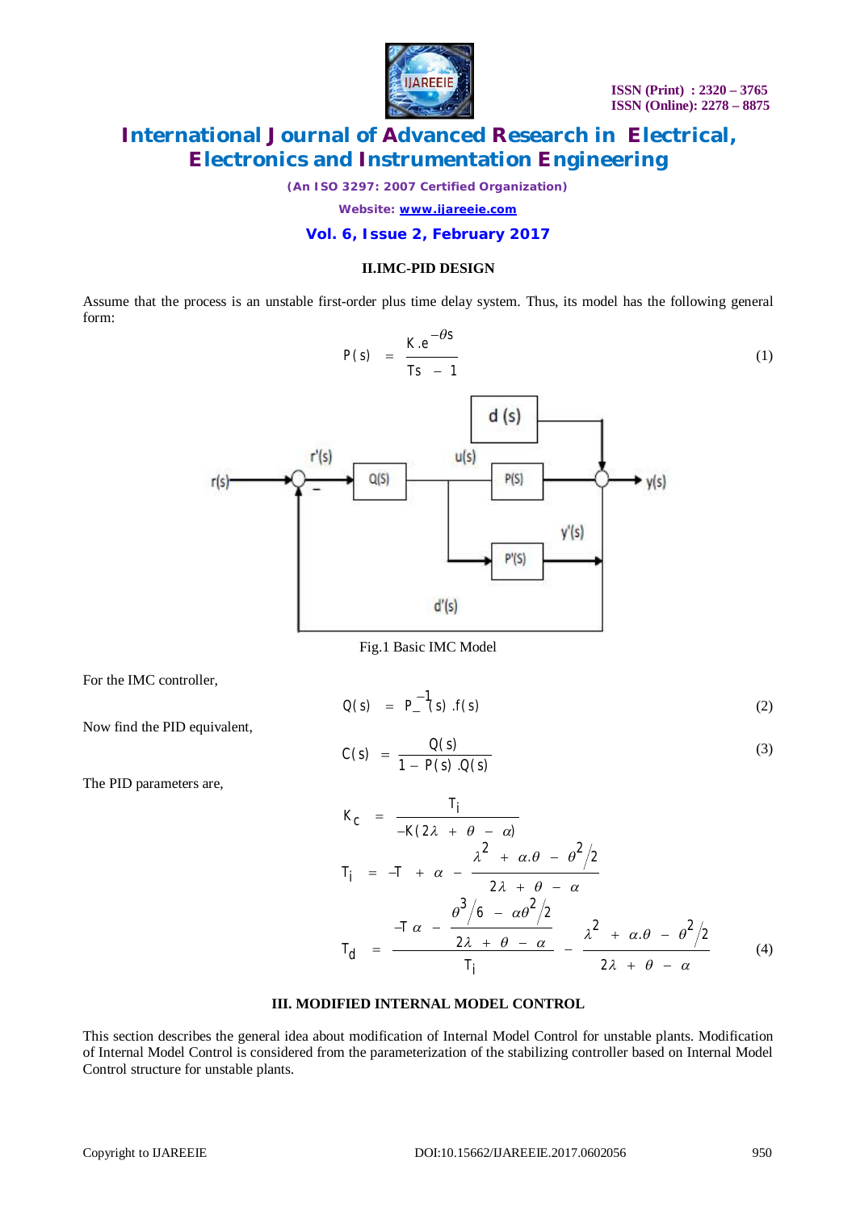## II.IMC-PID DESIGN

Assume that the process is an unstable first-order plus time delay system. Thus, its model has the following general form:

$$P(s) = \frac{K.e^{-\theta s}}{Ts - 1} \tag{1}$$

Fig.1 Basic IMC Model

For the IMC controller,

$$Q(s) = P\_^{-1}(s).f(s) \tag{2}$$

Now find the PID equivalent,

$$C(s) = \frac{Q(s)}{1 - P(s).Q(s)} \tag{3}$$

The PID parameters are,

$$K_c = \frac{T_i}{-K(2\lambda + \theta - \alpha)}$$

$$T_i = -T + \alpha - \frac{\lambda^2 + \alpha.\theta - \theta^2/2}{2\lambda + \theta - \alpha}$$

$$T_d = \frac{-T\alpha - \dfrac{\theta^3/6 - \alpha\theta^2/2}{2\lambda + \theta - \alpha}}{T_i} - \frac{\lambda^2 + \alpha.\theta - \theta^2/2}{2\lambda + \theta - \alpha} \tag{4}$$

## III. MODIFIED INTERNAL MODEL CONTROL

This section describes the general idea about modification of Internal Model Control for unstable plants. Modification of Internal Model Control is considered from the parameterization of the stabilizing controller based on Internal Model Control structure for unstable plants.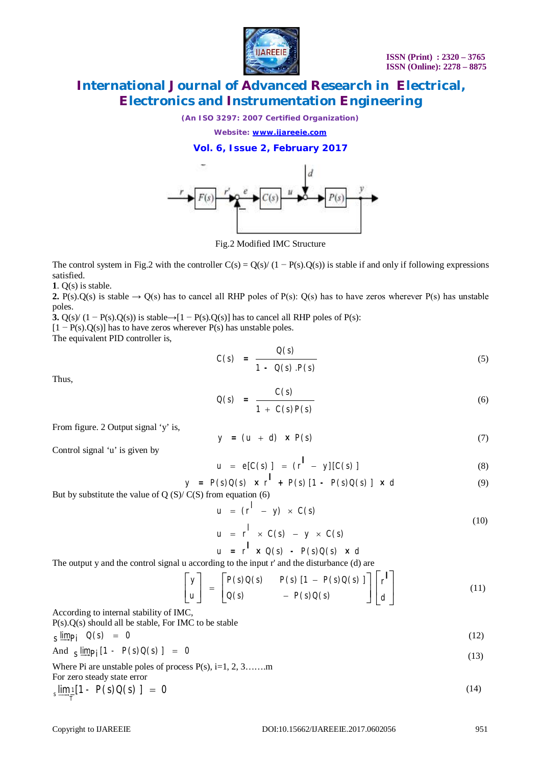Fig.2 Modified IMC Structure

The control system in Fig.2 with the controller C(s) = Q(s)/ (1 − P(s).Q(s)) is stable if and only if following expressions satisfied.

**1**. Q(s) is stable.

**2.** P(s).Q(s) is stable → Q(s) has to cancel all RHP poles of P(s): Q(s) has to have zeros wherever P(s) has unstable poles.

**3.** Q(s)/ (1 − P(s).Q(s)) is stable→[1 − P(s).Q(s)] has to cancel all RHP poles of P(s): [1 − P(s).Q(s)] has to have zeros wherever P(s) has unstable poles.

The equivalent PID controller is,

$$C(s) = \frac{Q(s)}{1 - Q(s).P(s)} \tag{5}$$

Thus,

$$Q(s) = \frac{C(s)}{1 + C(s)P(s)} \tag{6}$$

From figure. 2 Output signal 'y' is,

$$y = (u + d) \times P(s) \tag{7}$$

Control signal 'u' is given by

$$u = e[C(s)] = (r^{I} - y)[C(s)] \tag{8}$$

$$y = P(s)Q(s) \times r^{I} + P(s)[1 - P(s)Q(s)] \times d \tag{9}$$

But by substitute the value of Q (S)/ C(S) from equation (6)

$$u = (r^{I} - y) \times C(s)$$

$$u = r^{I} \times C(s) - y \times C(s) \tag{10}$$

$$u = r^{I} \times Q(s) - P(s)Q(s) \times d$$

The output y and the control signal u according to the input r' and the disturbance (d) are

$$\begin{bmatrix} y \\ u \end{bmatrix} = \begin{bmatrix} P(s)Q(s) & P(s)[1 - P(s)Q(s)] \\ Q(s) & -P(s)Q(s) \end{bmatrix} \begin{bmatrix} r^{I} \\ d \end{bmatrix} \tag{11}$$

According to internal stability of IMC,

P(s).Q(s) should all be stable, For IMC to be stable

$$\lim_{s \to P_i} Q(s) = 0 \tag{12}$$

And $\lim_{s \to P_i} [1 - P(s)Q(s)] = 0$ (13)

Where Pi are unstable poles of process P(s), i=1, 2, 3…….m

For zero steady state error

$$\lim_{s \to \frac{1}{T}} [1 - P(s)Q(s)] = 0 \tag{14}$$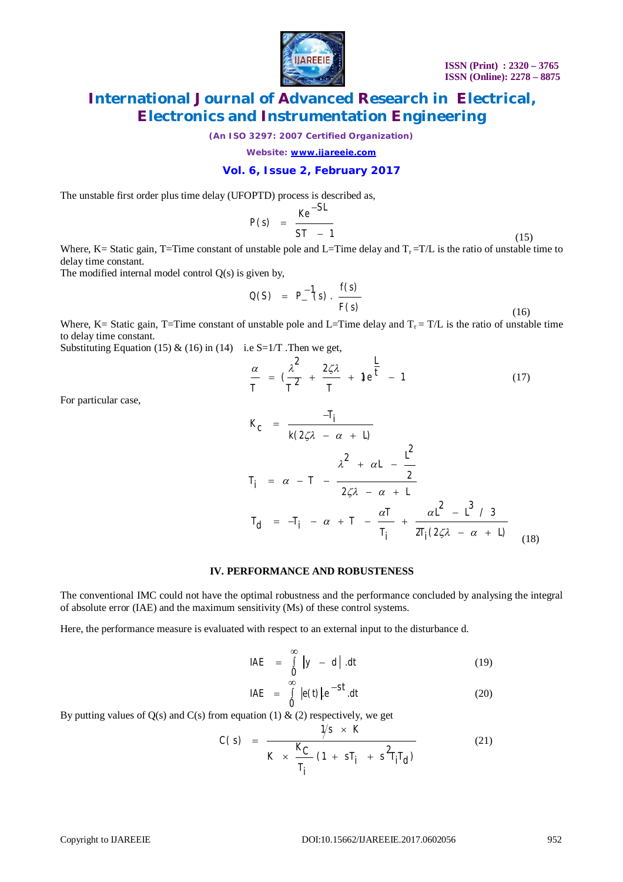The unstable first order plus time delay (UFOPTD) process is described as,

$$P(s) = \frac{Ke^{-SL}}{ST - 1} \tag{15}$$

Where, K= Static gain, T=Time constant of unstable pole and L=Time delay and $T_r$ =T/L is the ratio of unstable time to delay time constant.

The modified internal model control Q(s) is given by,

$$Q(S) = P_{-}^{-1}(s) \cdot \frac{f(s)}{F(s)} \tag{16}$$

Where, K= Static gain, T=Time constant of unstable pole and L=Time delay and $T_r$ = T/L is the ratio of unstable time to delay time constant.

Substituting Equation (15) & (16) in (14) i.e S=1/T .Then we get,

$$\frac{\alpha}{T} = \left(\frac{\lambda^2}{T^2} + \frac{2\zeta\lambda}{T} + 1\right)e^{\frac{L}{t}} - 1 \tag{17}$$

For particular case,

$$K_C = \frac{-T_i}{k(2\zeta\lambda - \alpha + L)}$$

$$T_i = \alpha - T - \frac{\lambda^2 + \alpha L - \frac{L^2}{2}}{2\zeta\lambda - \alpha + L}$$

$$T_d = -T_i - \alpha + T - \frac{\alpha T}{T_i} + \frac{\alpha L^2 - L^3 / 3}{2T_i(2\zeta\lambda - \alpha + L)} \tag{18}$$

## IV. PERFORMANCE AND ROBUSTENESS

The conventional IMC could not have the optimal robustness and the performance concluded by analysing the integral of absolute error (IAE) and the maximum sensitivity (Ms) of these control systems.

Here, the performance measure is evaluated with respect to an external input to the disturbance d.

$$IAE = \int_0^\infty |y - d| .dt \tag{19}$$

$$IAE = \int_0^\infty |e(t)|.e^{-st}.dt \tag{20}$$

By putting values of Q(s) and C(s) from equation (1) & (2) respectively, we get

$$C(s) = \frac{1/s \times K}{K \times \frac{K_C}{T_i}(1 + sT_i + s^2 T_i T_d)} \tag{21}$$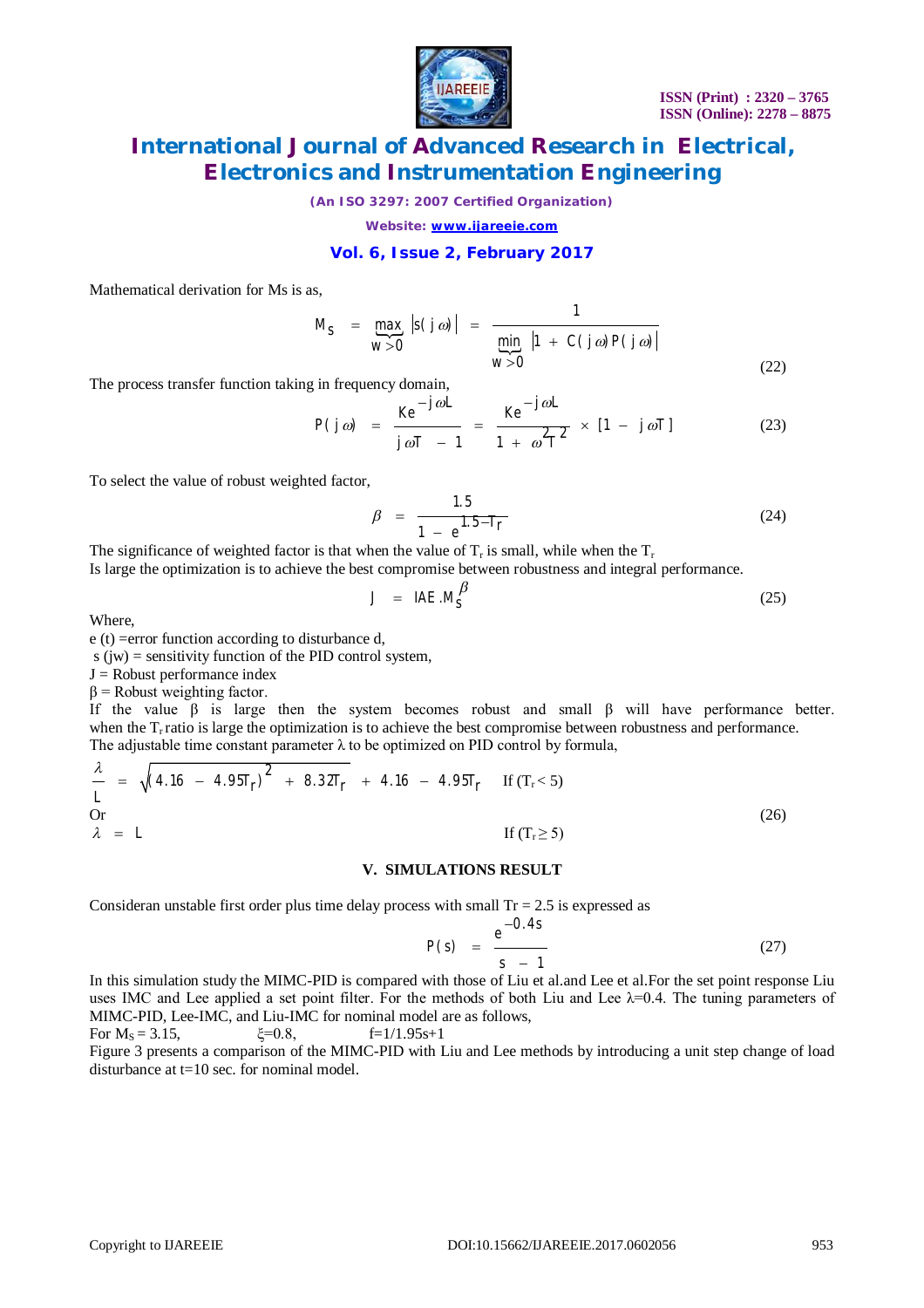Mathematical derivation for Ms is as,

$$M_S = \max_{w>0} |s(j\omega)| = \frac{1}{\min_{w>0} |1 + C(j\omega)P(j\omega)|} \tag{22}$$

The process transfer function taking in frequency domain,

$$P(j\omega) = \frac{Ke^{-j\omega L}}{j\omega T - 1} = \frac{Ke^{-j\omega L}}{1 + \omega^2 T^2} \times [1 - j\omega T] \tag{23}$$

To select the value of robust weighted factor,

$$\beta = \frac{1.5}{1 - e^{1.5 - T_r}} \tag{24}$$

The significance of weighted factor is that when the value of $T_r$ is small, while when the $T_r$
Is large the optimization is to achieve the best compromise between robustness and integral performance.

$$J = IAE.M_S^{\beta} \tag{25}$$

Where,
e (t) =error function according to disturbance d,
s (jw) = sensitivity function of the PID control system,
J = Robust performance index
β = Robust weighting factor.
If the value β is large then the system becomes robust and small β will have performance better. when the $T_r$ ratio is large the optimization is to achieve the best compromise between robustness and performance.
The adjustable time constant parameter λ to be optimized on PID control by formula,

$$\frac{\lambda}{L} = \sqrt{(4.16 - 4.95T_r)^2 + 8.32T_r} + 4.16 - 4.95T_r \quad \text{If } (T_r < 5)$$

Or

$$\lambda = L \quad \text{If } (T_r \geq 5) \tag{26}$$

## V. SIMULATIONS RESULT

Consideran unstable first order plus time delay process with small Tr = 2.5 is expressed as

$$P(s) = \frac{e^{-0.4s}}{s - 1} \tag{27}$$

In this simulation study the MIMC-PID is compared with those of Liu et al.and Lee et al.For the set point response Liu uses IMC and Lee applied a set point filter. For the methods of both Liu and Lee λ=0.4. The tuning parameters of MIMC-PID, Lee-IMC, and Liu-IMC for nominal model are as follows,
For $M_S$ = 3.15, ξ=0.8, f=1/1.95s+1
Figure 3 presents a comparison of the MIMC-PID with Liu and Lee methods by introducing a unit step change of load disturbance at t=10 sec. for nominal model.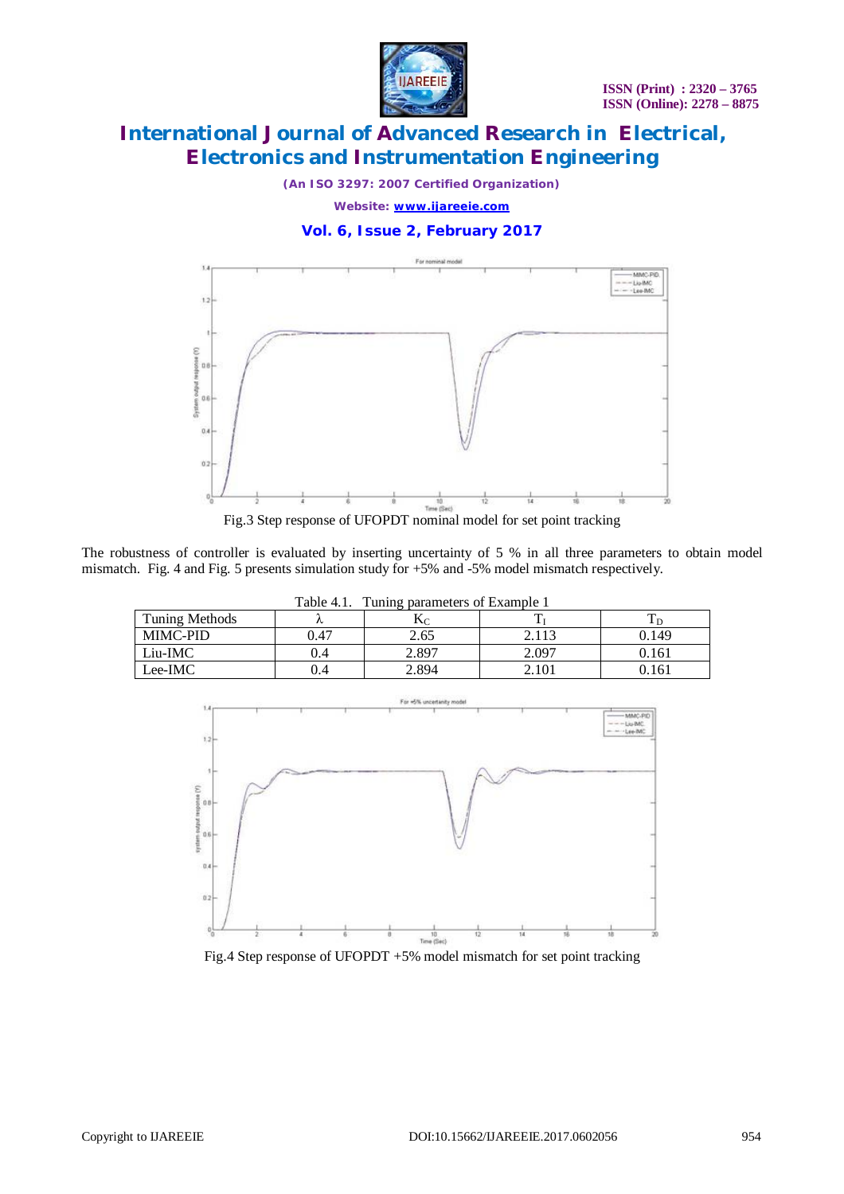Fig.3 Step response of UFOPDT nominal model for set point tracking

The robustness of controller is evaluated by inserting uncertainty of 5 % in all three parameters to obtain model mismatch. Fig. 4 and Fig. 5 presents simulation study for +5% and -5% model mismatch respectively.

Table 4.1. Tuning parameters of Example 1

| Tuning Methods | $\lambda$ | $K_C$ | $T_I$ | $T_D$ |
|---|---|---|---|---|
| MIMC-PID | 0.47 | 2.65 | 2.113 | 0.149 |
| Liu-IMC | 0.4 | 2.897 | 2.097 | 0.161 |
| Lee-IMC | 0.4 | 2.894 | 2.101 | 0.161 |

Fig.4 Step response of UFOPDT +5% model mismatch for set point tracking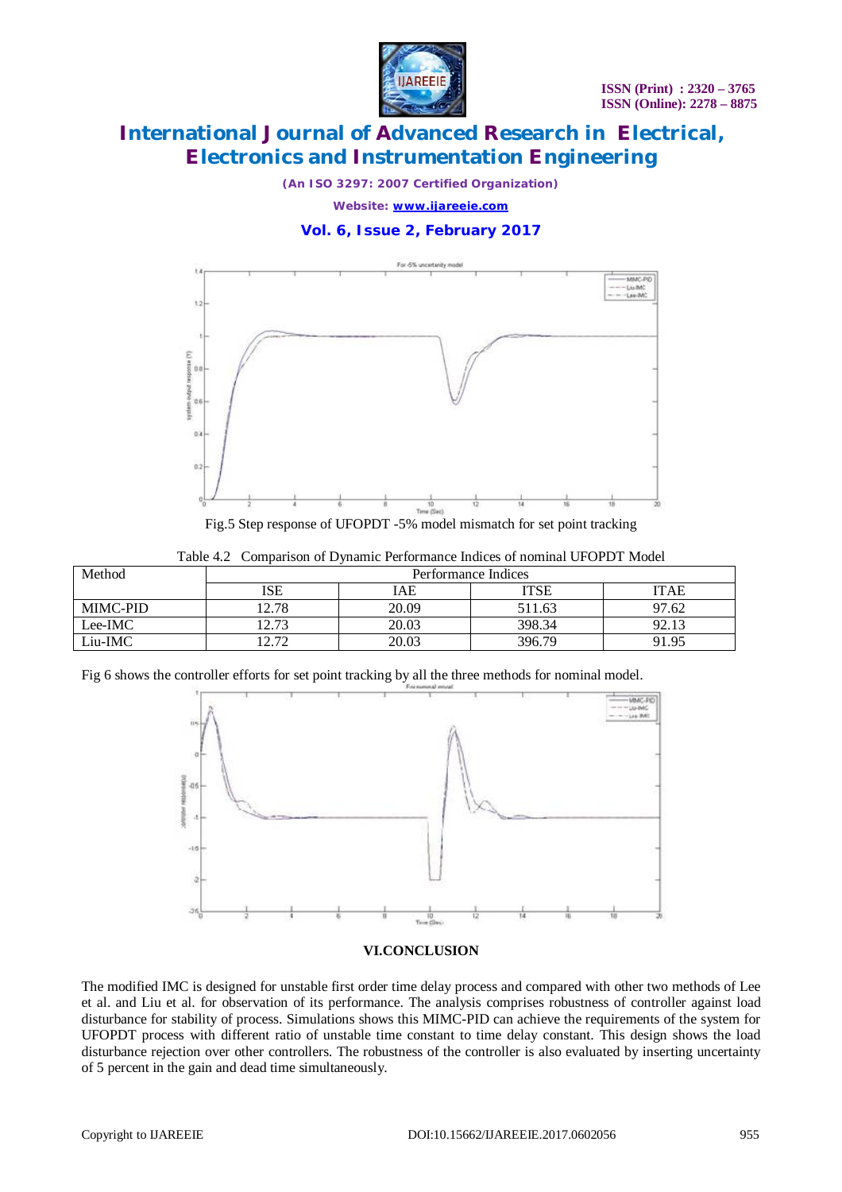Fig.5 Step response of UFOPDT -5% model mismatch for set point tracking

Table 4.2 Comparison of Dynamic Performance Indices of nominal UFOPDT Model

| Method | Performance Indices | | | |
|---|---|---|---|---|
| | ISE | IAE | ITSE | ITAE |
| MIMC-PID | 12.78 | 20.09 | 511.63 | 97.62 |
| Lee-IMC | 12.73 | 20.03 | 398.34 | 92.13 |
| Liu-IMC | 12.72 | 20.03 | 396.79 | 91.95 |

Fig 6 shows the controller efforts for set point tracking by all the three methods for nominal model.

## VI.CONCLUSION

The modified IMC is designed for unstable first order time delay process and compared with other two methods of Lee et al. and Liu et al. for observation of its performance. The analysis comprises robustness of controller against load disturbance for stability of process. Simulations shows this MIMC-PID can achieve the requirements of the system for UFOPDT process with different ratio of unstable time constant to time delay constant. This design shows the load disturbance rejection over other controllers. The robustness of the controller is also evaluated by inserting uncertainty of 5 percent in the gain and dead time simultaneously.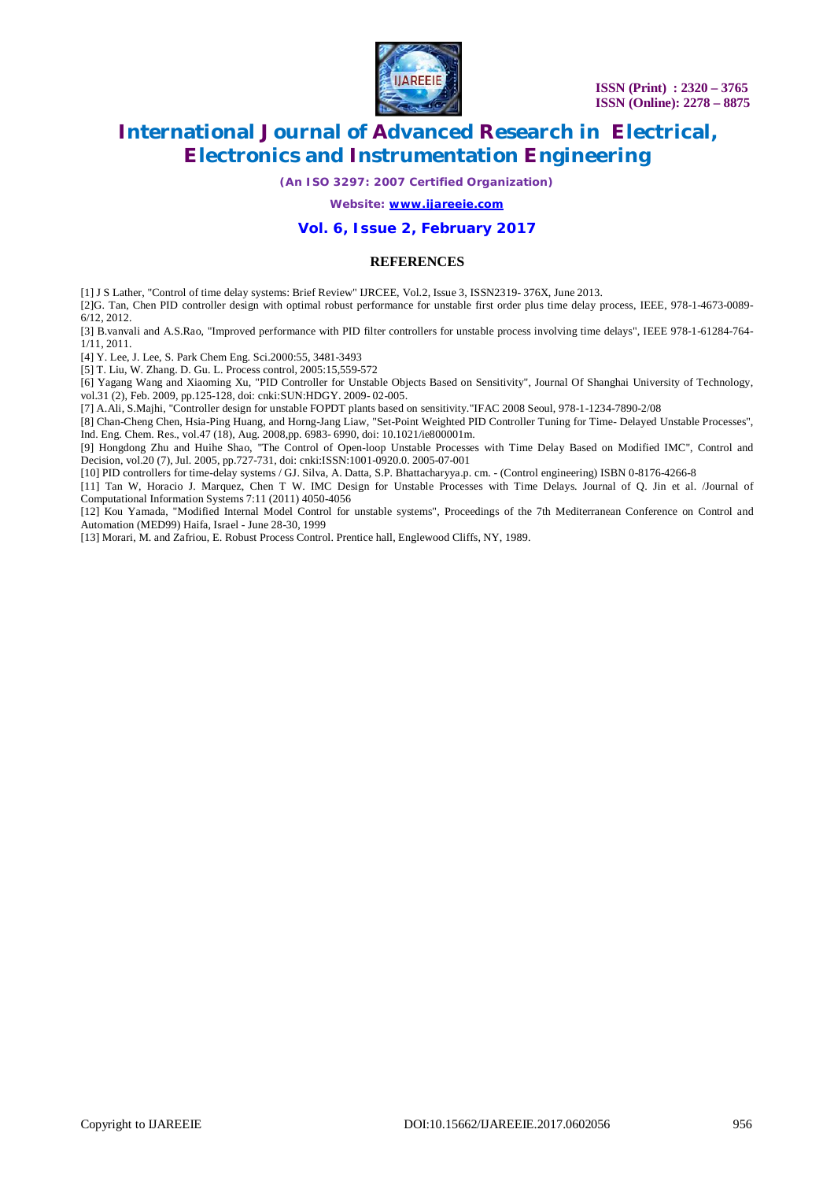## REFERENCES

[1] J S Lather, "Control of time delay systems: Brief Review" IJRCEE, Vol.2, Issue 3, ISSN2319- 376X, June 2013.

[2]G. Tan, Chen PID controller design with optimal robust performance for unstable first order plus time delay process, IEEE, 978-1-4673-0089-6/12, 2012.

[3] B.vanvali and A.S.Rao, "Improved performance with PID filter controllers for unstable process involving time delays", IEEE 978-1-61284-764-1/11, 2011.

[4] Y. Lee, J. Lee, S. Park Chem Eng. Sci.2000:55, 3481-3493

[5] T. Liu, W. Zhang. D. Gu. L. Process control, 2005:15,559-572

[6] Yagang Wang and Xiaoming Xu, "PID Controller for Unstable Objects Based on Sensitivity", Journal Of Shanghai University of Technology, vol.31 (2), Feb. 2009, pp.125-128, doi: cnki:SUN:HDGY. 2009- 02-005.

[7] A.Ali, S.Majhi, "Controller design for unstable FOPDT plants based on sensitivity."IFAC 2008 Seoul, 978-1-1234-7890-2/08

[8] Chan-Cheng Chen, Hsia-Ping Huang, and Horng-Jang Liaw, "Set-Point Weighted PID Controller Tuning for Time- Delayed Unstable Processes", Ind. Eng. Chem. Res., vol.47 (18), Aug. 2008,pp. 6983- 6990, doi: 10.1021/ie800001m.

[9] Hongdong Zhu and Huihe Shao, "The Control of Open-loop Unstable Processes with Time Delay Based on Modified IMC", Control and Decision, vol.20 (7), Jul. 2005, pp.727-731, doi: cnki:ISSN:1001-0920.0. 2005-07-001

[10] PID controllers for time-delay systems / GJ. Silva, A. Datta, S.P. Bhattacharyya.p. cm. - (Control engineering) ISBN 0-8176-4266-8

[11] Tan W, Horacio J. Marquez, Chen T W. IMC Design for Unstable Processes with Time Delays. Journal of Q. Jin et al. /Journal of Computational Information Systems 7:11 (2011) 4050-4056

[12] Kou Yamada, "Modified Internal Model Control for unstable systems", Proceedings of the 7th Mediterranean Conference on Control and Automation (MED99) Haifa, Israel - June 28-30, 1999

[13] Morari, M. and Zafriou, E. Robust Process Control. Prentice hall, Englewood Cliffs, NY, 1989.